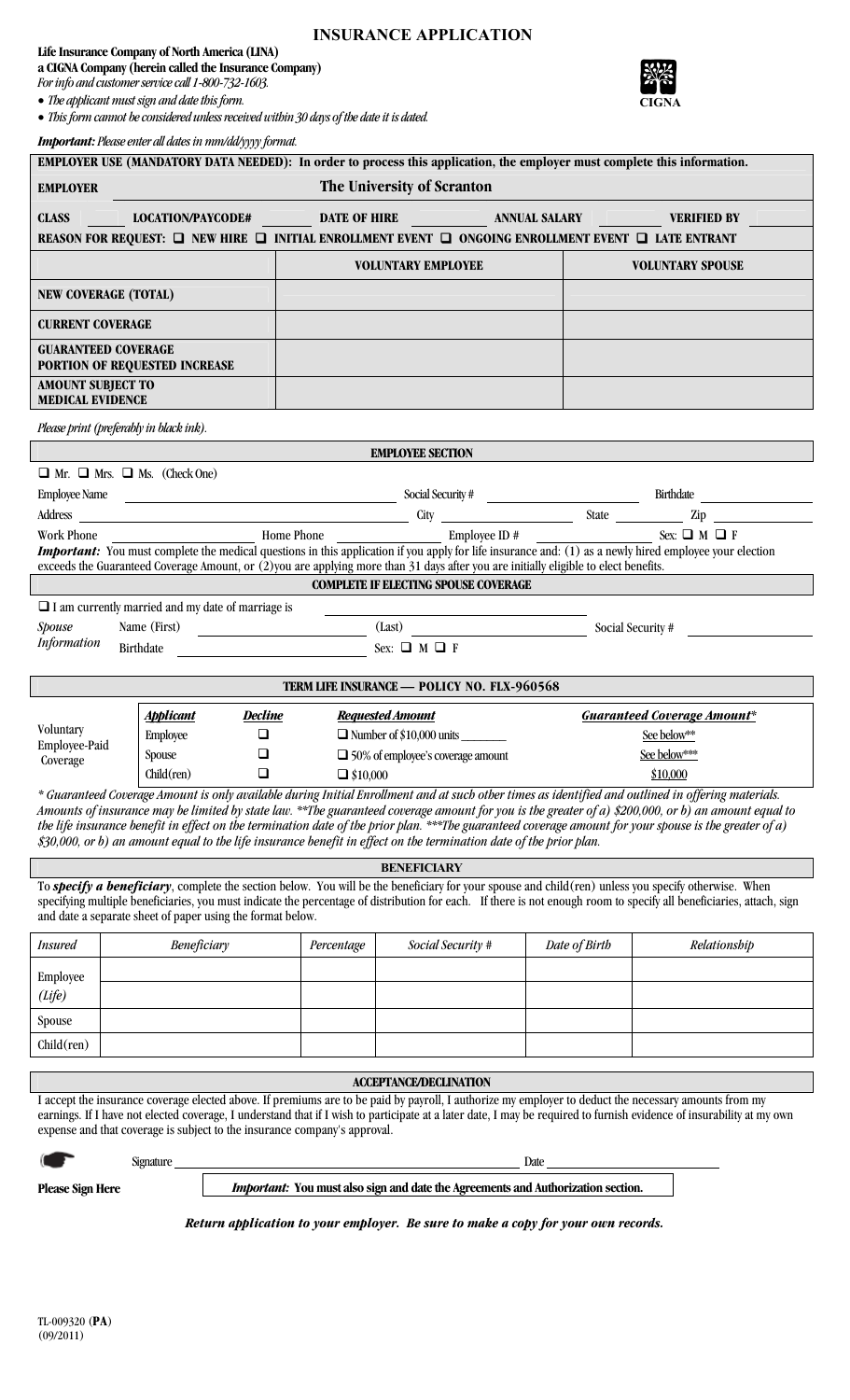# INSURANCE APPLICATION

**Life Insurance Company of North America (LINA)**
**a CIGNA Company (herein called the Insurance Company)**
*For info and customer service call 1-800-732-1603.*

- *The applicant must sign and date this form.*
- *This form cannot be considered unless received within 30 days of the date it is dated.*

CIGNA

***Important:** Please enter all dates in mm/dd/yyyy format.*

**EMPLOYER USE (MANDATORY DATA NEEDED): In order to process this application, the employer must complete this information.**

**EMPLOYER** The University of Scranton

**CLASS** ______ **LOCATION/PAYCODE#** ______ **DATE OF HIRE** ______ **ANNUAL SALARY** ______ **VERIFIED BY** ______

**REASON FOR REQUEST:** ❑ **NEW HIRE** ❑ **INITIAL ENROLLMENT EVENT** ❑ **ONGOING ENROLLMENT EVENT** ❑ **LATE ENTRANT**

| | VOLUNTARY EMPLOYEE | VOLUNTARY SPOUSE |
|---|---|---|
| NEW COVERAGE (TOTAL) | | |
| CURRENT COVERAGE | | |
| GUARANTEED COVERAGE PORTION OF REQUESTED INCREASE | | |
| AMOUNT SUBJECT TO MEDICAL EVIDENCE | | |

*Please print (preferably in black ink).*

## EMPLOYEE SECTION

❑ Mr. ❑ Mrs. ❑ Ms. (Check One)

Employee Name ______ Social Security # ______ Birthdate ______

Address ______ City ______ State ______ Zip ______

Work Phone ______ Home Phone ______ Employee ID # ______ Sex: ❑ M ❑ F

***Important:*** You must complete the medical questions in this application if you apply for life insurance and: (1) as a newly hired employee your election exceeds the Guaranteed Coverage Amount, or (2)you are applying more than 31 days after you are initially eligible to elect benefits.

**COMPLETE IF ELECTING SPOUSE COVERAGE**

❑ I am currently married and my date of marriage is ______

*Spouse Information* Name (First) ______ (Last) ______ Social Security # ______

Birthdate ______ Sex: ❑ M ❑ F

## TERM LIFE INSURANCE — POLICY NO. FLX-960568

| | *Applicant* | *Decline* | *Requested Amount* | *Guaranteed Coverage Amount\** |
|---|---|---|---|---|
| Voluntary Employee-Paid Coverage | Employee | ❑ | ❑ Number of $10,000 units ______ | See below\*\* |
| | Spouse | ❑ | ❑ 50% of employee's coverage amount | See below\*\*\* |
| | Child(ren) | ❑ | ❑ $10,000 | $10,000 |

*\* Guaranteed Coverage Amount is only available during Initial Enrollment and at such other times as identified and outlined in offering materials. Amounts of insurance may be limited by state law. \*\*The guaranteed coverage amount for you is the greater of a) $200,000, or b) an amount equal to the life insurance benefit in effect on the termination date of the prior plan. \*\*\*The guaranteed coverage amount for your spouse is the greater of a) $30,000, or b) an amount equal to the life insurance benefit in effect on the termination date of the prior plan.*

## BENEFICIARY

To ***specify a beneficiary***, complete the section below. You will be the beneficiary for your spouse and child(ren) unless you specify otherwise. When specifying multiple beneficiaries, you must indicate the percentage of distribution for each. If there is not enough room to specify all beneficiaries, attach, sign and date a separate sheet of paper using the format below.

| *Insured* | *Beneficiary* | *Percentage* | *Social Security #* | *Date of Birth* | *Relationship* |
|---|---|---|---|---|---|
| Employee (Life) | | | | | |
| | | | | | |
| Spouse | | | | | |
| Child(ren) | | | | | |

## ACCEPTANCE/DECLINATION

I accept the insurance coverage elected above. If premiums are to be paid by payroll, I authorize my employer to deduct the necessary amounts from my earnings. If I have not elected coverage, I understand that if I wish to participate at a later date, I may be required to furnish evidence of insurability at my own expense and that coverage is subject to the insurance company's approval.

Signature ______ Date ______

**Please Sign Here**

***Important:* You must also sign and date the Agreements and Authorization section.**

***Return application to your employer. Be sure to make a copy for your own records.***

TL-009320 (**PA**)
(09/2011)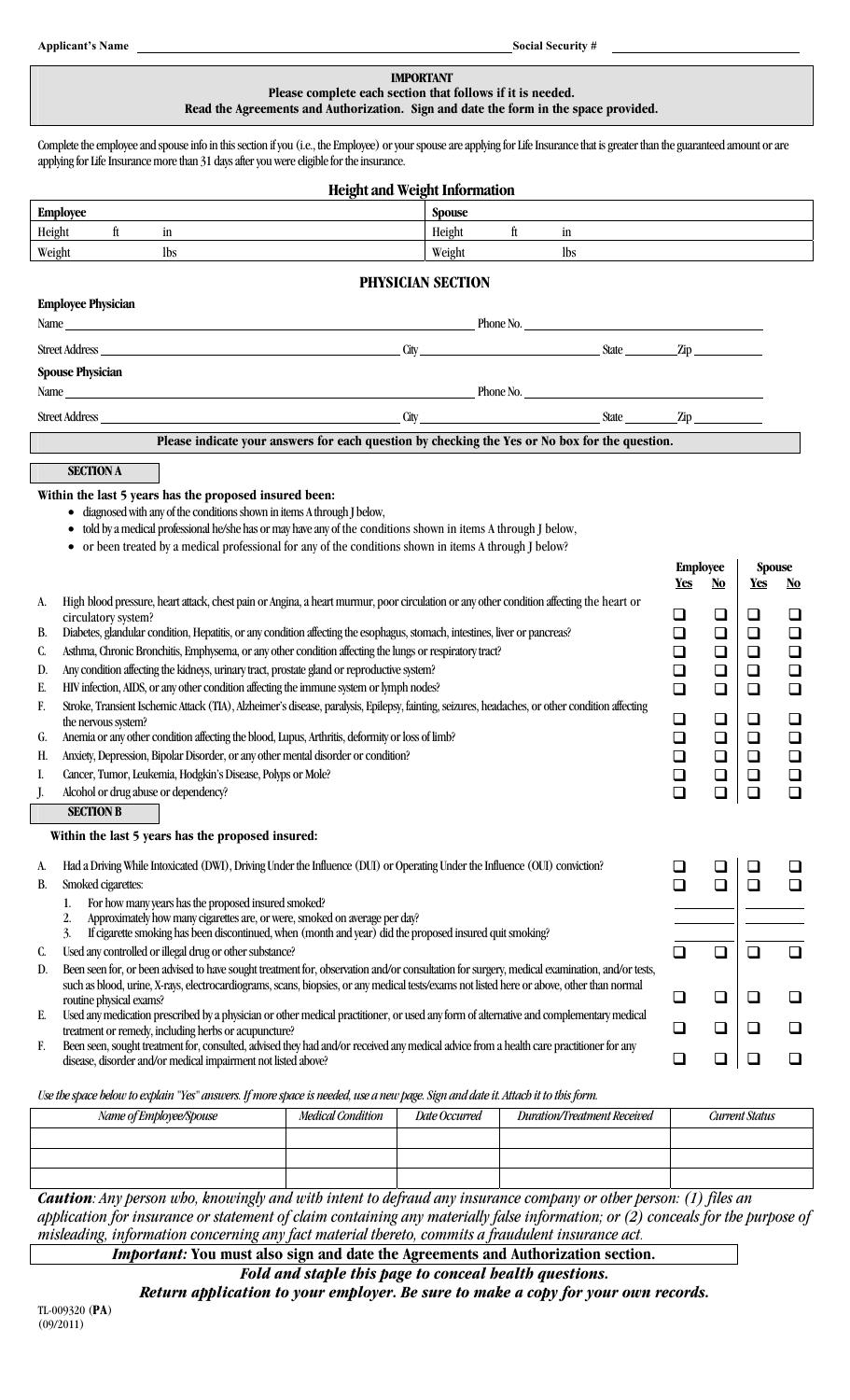Applicant's Name ______________________________ Social Security # ______________________

**IMPORTANT**
**Please complete each section that follows if it is needed.**
**Read the Agreements and Authorization. Sign and date the form in the space provided.**

Complete the employee and spouse info in this section if you (i.e., the Employee) or your spouse are applying for Life Insurance that is greater than the guaranteed amount or are applying for Life Insurance more than 31 days after you were eligible for the insurance.

## Height and Weight Information

| **Employee** | | **Spouse** | |
|---|---|---|---|
| Height ___ ft ___ in | | Height ___ ft ___ in | |
| Weight ___ lbs | | Weight ___ lbs | |

## PHYSICIAN SECTION

**Employee Physician**

Name ______________________________ Phone No. ______________________

Street Address ______________________ City ______________________ State ________ Zip __________

**Spouse Physician**

Name ______________________________ Phone No. ______________________

Street Address ______________________ City ______________________ State ________ Zip __________

**Please indicate your answers for each question by checking the Yes or No box for the question.**

### SECTION A

**Within the last 5 years has the proposed insured been:**

- diagnosed with any of the conditions shown in items A through J below,
- told by a medical professional he/she has or may have any of the conditions shown in items A through J below,
- or been treated by a medical professional for any of the conditions shown in items A through J below?

| | | Employee Yes | Employee No | Spouse Yes | Spouse No |
|---|---|---|---|---|---|
| A. | High blood pressure, heart attack, chest pain or Angina, a heart murmur, poor circulation or any other condition affecting the heart or circulatory system? | ☐ | ☐ | ☐ | ☐ |
| B. | Diabetes, glandular condition, Hepatitis, or any condition affecting the esophagus, stomach, intestines, liver or pancreas? | ☐ | ☐ | ☐ | ☐ |
| C. | Asthma, Chronic Bronchitis, Emphysema, or any other condition affecting the lungs or respiratory tract? | ☐ | ☐ | ☐ | ☐ |
| D. | Any condition affecting the kidneys, urinary tract, prostate gland or reproductive system? | ☐ | ☐ | ☐ | ☐ |
| E. | HIV infection, AIDS, or any other condition affecting the immune system or lymph nodes? | ☐ | ☐ | ☐ | ☐ |
| F. | Stroke, Transient Ischemic Attack (TIA), Alzheimer's disease, paralysis, Epilepsy, fainting, seizures, headaches, or other condition affecting the nervous system? | ☐ | ☐ | ☐ | ☐ |
| G. | Anemia or any other condition affecting the blood, Lupus, Arthritis, deformity or loss of limb? | ☐ | ☐ | ☐ | ☐ |
| H. | Anxiety, Depression, Bipolar Disorder, or any other mental disorder or condition? | ☐ | ☐ | ☐ | ☐ |
| I. | Cancer, Tumor, Leukemia, Hodgkin's Disease, Polyps or Mole? | ☐ | ☐ | ☐ | ☐ |
| J. | Alcohol or drug abuse or dependency? | ☐ | ☐ | ☐ | ☐ |

### SECTION B

**Within the last 5 years has the proposed insured:**

| | | Employee Yes | Employee No | Spouse Yes | Spouse No |
|---|---|---|---|---|---|
| A. | Had a Driving While Intoxicated (DWI), Driving Under the Influence (DUI) or Operating Under the Influence (OUI) conviction? | ☐ | ☐ | ☐ | ☐ |
| B. | Smoked cigarettes: | ☐ | ☐ | ☐ | ☐ |
| | 1. For how many years has the proposed insured smoked? | ________ | | ________ | |
| | 2. Approximately how many cigarettes are, or were, smoked on average per day? | ________ | | ________ | |
| | 3. If cigarette smoking has been discontinued, when (month and year) did the proposed insured quit smoking? | ________ | | ________ | |
| C. | Used any controlled or illegal drug or other substance? | ☐ | ☐ | ☐ | ☐ |
| D. | Been seen for, or been advised to have sought treatment for, observation and/or consultation for surgery, medical examination, and/or tests, such as blood, urine, X-rays, electrocardiograms, scans, biopsies, or any medical tests/exams not listed here or above, other than normal routine physical exams? | ☐ | ☐ | ☐ | ☐ |
| E. | Used any medication prescribed by a physician or other medical practitioner, or used any form of alternative and complementary medical treatment or remedy, including herbs or acupuncture? | ☐ | ☐ | ☐ | ☐ |
| F. | Been seen, sought treatment for, consulted, advised they had and/or received any medical advice from a health care practitioner for any disease, disorder and/or medical impairment not listed above? | ☐ | ☐ | ☐ | ☐ |

*Use the space below to explain "Yes" answers. If more space is needed, use a new page. Sign and date it. Attach it to this form.*

| *Name of Employee/Spouse* | *Medical Condition* | *Date Occurred* | *Duration/Treatment Received* | *Current Status* |
|---|---|---|---|---|
| | | | | |
| | | | | |
| | | | | |

***Caution**: Any person who, knowingly and with intent to defraud any insurance company or other person: (1) files an application for insurance or statement of claim containing any materially false information; or (2) conceals for the purpose of misleading, information concerning any fact material thereto, commits a fraudulent insurance act.*

***Important:* You must also sign and date the Agreements and Authorization section.**

***Fold and staple this page to conceal health questions.***

***Return application to your employer. Be sure to make a copy for your own records.***

TL-009320 (**PA**)
(09/2011)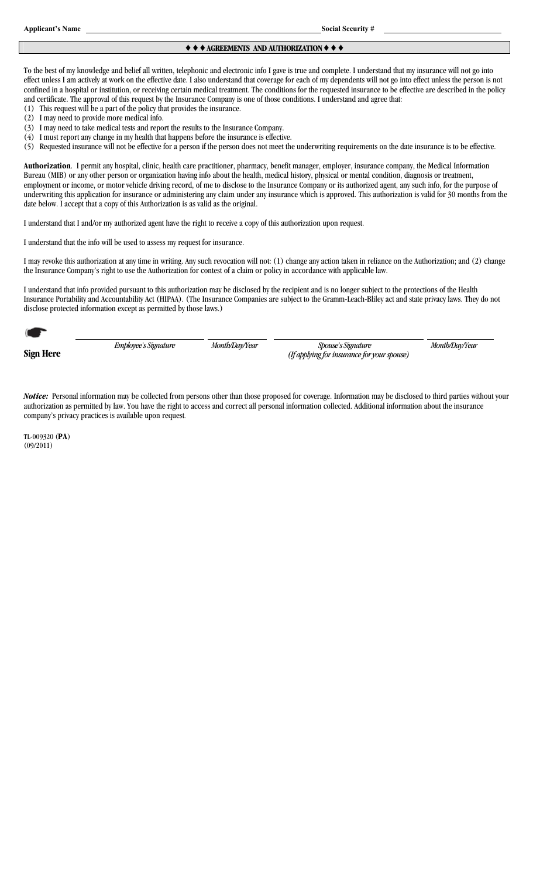Applicant's Name ____________________ Social Security # ____________________

## ♦ ♦ ♦ AGREEMENTS AND AUTHORIZATION ♦ ♦ ♦

To the best of my knowledge and belief all written, telephonic and electronic info I gave is true and complete. I understand that my insurance will not go into effect unless I am actively at work on the effective date. I also understand that coverage for each of my dependents will not go into effect unless the person is not confined in a hospital or institution, or receiving certain medical treatment. The conditions for the requested insurance to be effective are described in the policy and certificate. The approval of this request by the Insurance Company is one of those conditions. I understand and agree that:

(1) This request will be a part of the policy that provides the insurance.
(2) I may need to provide more medical info.
(3) I may need to take medical tests and report the results to the Insurance Company.
(4) I must report any change in my health that happens before the insurance is effective.
(5) Requested insurance will not be effective for a person if the person does not meet the underwriting requirements on the date insurance is to be effective.

**Authorization**. I permit any hospital, clinic, health care practitioner, pharmacy, benefit manager, employer, insurance company, the Medical Information Bureau (MIB) or any other person or organization having info about the health, medical history, physical or mental condition, diagnosis or treatment, employment or income, or motor vehicle driving record, of me to disclose to the Insurance Company or its authorized agent, any such info, for the purpose of underwriting this application for insurance or administering any claim under any insurance which is approved. This authorization is valid for 30 months from the date below. I accept that a copy of this Authorization is as valid as the original.

I understand that I and/or my authorized agent have the right to receive a copy of this authorization upon request.

I understand that the info will be used to assess my request for insurance.

I may revoke this authorization at any time in writing. Any such revocation will not: (1) change any action taken in reliance on the Authorization; and (2) change the Insurance Company's right to use the Authorization for contest of a claim or policy in accordance with applicable law.

I understand that info provided pursuant to this authorization may be disclosed by the recipient and is no longer subject to the protections of the Health Insurance Portability and Accountability Act (HIPAA). (The Insurance Companies are subject to the Gramm-Leach-Bliley act and state privacy laws. They do not disclose protected information except as permitted by those laws.)

**Sign Here**

| | | | |
|---|---|---|---|
| ____________________ | __________ | ____________________ | __________ |
| *Employee's Signature* | *Month/Day/Year* | *Spouse's Signature (If applying for insurance for your spouse)* | *Month/Day/Year* |

***Notice:*** Personal information may be collected from persons other than those proposed for coverage. Information may be disclosed to third parties without your authorization as permitted by law. You have the right to access and correct all personal information collected. Additional information about the insurance company's privacy practices is available upon request.

TL-009320 (**PA**)
(09/2011)